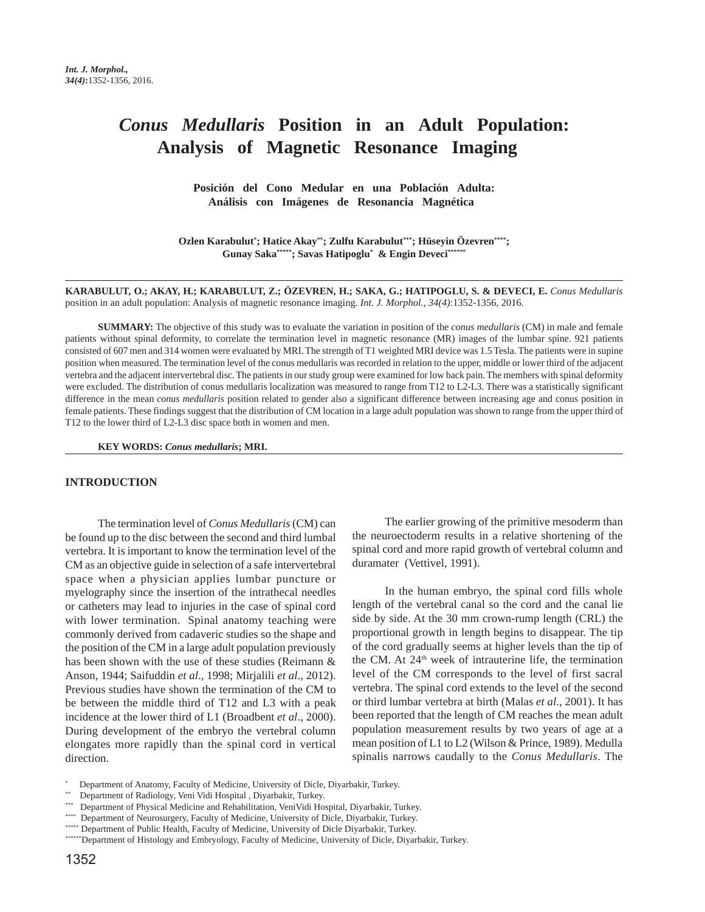# *Conus Medullaris* Position in an Adult Population: Analysis of Magnetic Resonance Imaging

## Posición del Cono Medular en una Población Adulta: Análisis con Imágenes de Resonancia Magnética

**Ozlen Karabulut[\*]; Hatice Akay[\*\*]; Zulfu Karabulut[\*\*\*]; Hüseyin Özevren[\*\*\*\*]; Gunay Saka[\*\*\*\*\*]; Savas Hatipoglu[\*] & Engin Deveci[\*\*\*\*\*\*]**

**KARABULUT, O.; AKAY, H.; KARABULUT, Z.; ÖZEVREN, H.; SAKA, G.; HATIPOGLU, S. & DEVECI, E.** *Conus Medullaris* position in an adult population: Analysis of magnetic resonance imaging. *Int. J. Morphol., 34(4)*:1352-1356, 2016.

**SUMMARY:** The objective of this study was to evaluate the variation in position of the *conus medullaris* (CM) in male and female patients without spinal deformity, to correlate the termination level in magnetic resonance (MR) images of the lumbar spine. 921 patients consisted of 607 men and 314 women were evaluated by MRI. The strength of T1 weighted MRI device was 1.5 Tesla. The patients were in supine position when measured. The termination level of the conus medullaris was recorded in relation to the upper, middle or lower third of the adjacent vertebra and the adjacent intervertebral disc. The patients in our study group were examined for low back pain. The members with spinal deformity were excluded. The distribution of conus medullaris localization was measured to range from T12 to L2-L3. There was a statistically significant difference in the mean *conus medullaris* position related to gender also a significant difference between increasing age and conus position in female patients. These findings suggest that the distribution of CM location in a large adult population was shown to range from the upper third of T12 to the lower third of L2-L3 disc space both in women and men.

**KEY WORDS: *Conus medullaris*; MRI.**

## INTRODUCTION

The termination level of *Conus Medullaris* (CM) can be found up to the disc between the second and third lumbal vertebra. It is important to know the termination level of the CM as an objective guide in selection of a safe intervertebral space when a physician applies lumbar puncture or myelography since the insertion of the intrathecal needles or catheters may lead to injuries in the case of spinal cord with lower termination. Spinal anatomy teaching were commonly derived from cadaveric studies so the shape and the position of the CM in a large adult population previously has been shown with the use of these studies (Reimann & Anson, 1944; Saifuddin *et al*., 1998; Mirjalili *et al*., 2012). Previous studies have shown the termination of the CM to be between the middle third of T12 and L3 with a peak incidence at the lower third of L1 (Broadbent *et al*., 2000). During development of the embryo the vertebral column elongates more rapidly than the spinal cord in vertical direction.

The earlier growing of the primitive mesoderm than the neuroectoderm results in a relative shortening of the spinal cord and more rapid growth of vertebral column and duramater (Vettivel, 1991).

In the human embryo, the spinal cord fills whole length of the vertebral canal so the cord and the canal lie side by side. At the 30 mm crown-rump length (CRL) the proportional growth in length begins to disappear. The tip of the cord gradually seems at higher levels than the tip of the CM. At 24th week of intrauterine life, the termination level of the CM corresponds to the level of first sacral vertebra. The spinal cord extends to the level of the second or third lumbar vertebra at birth (Malas *et al*., 2001). It has been reported that the length of CM reaches the mean adult population measurement results by two years of age at a mean position of L1 to L2 (Wilson & Prince, 1989). Medulla spinalis narrows caudally to the *Conus Medullaris*. The

[\*] Department of Anatomy, Faculty of Medicine, University of Dicle, Diyarbakir, Turkey.
[\*\*] Department of Radiology, Veni Vidi Hospital , Diyarbakir, Turkey.
[\*\*\*] Department of Physical Medicine and Rehabilitation, VeniVidi Hospital, Diyarbakir, Turkey.
[\*\*\*\*] Department of Neurosurgery, Faculty of Medicine, University of Dicle, Diyarbakir, Turkey.
[\*\*\*\*\*] Department of Public Health, Faculty of Medicine, University of Dicle Diyarbakir, Turkey.
[\*\*\*\*\*\*] Department of Histology and Embryology, Faculty of Medicine, University of Dicle, Diyarbakir, Turkey.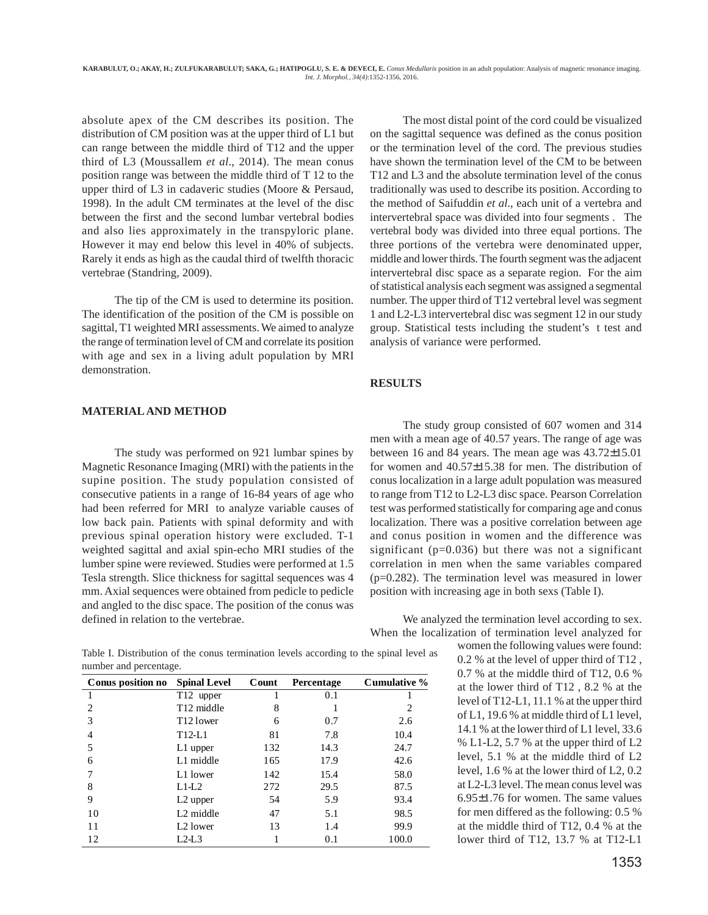absolute apex of the CM describes its position. The distribution of CM position was at the upper third of L1 but can range between the middle third of T12 and the upper third of L3 (Moussallem *et al*., 2014). The mean conus position range was between the middle third of T 12 to the upper third of L3 in cadaveric studies (Moore & Persaud, 1998). In the adult CM terminates at the level of the disc between the first and the second lumbar vertebral bodies and also lies approximately in the transpyloric plane. However it may end below this level in 40% of subjects. Rarely it ends as high as the caudal third of twelfth thoracic vertebrae (Standring, 2009).

The tip of the CM is used to determine its position. The identification of the position of the CM is possible on sagittal, T1 weighted MRI assessments. We aimed to analyze the range of termination level of CM and correlate its position with age and sex in a living adult population by MRI demonstration.

## MATERIAL AND METHOD

The study was performed on 921 lumbar spines by Magnetic Resonance Imaging (MRI) with the patients in the supine position. The study population consisted of consecutive patients in a range of 16-84 years of age who had been referred for MRI to analyze variable causes of low back pain. Patients with spinal deformity and with previous spinal operation history were excluded. T-1 weighted sagittal and axial spin-echo MRI studies of the lumber spine were reviewed. Studies were performed at 1.5 Tesla strength. Slice thickness for sagittal sequences was 4 mm. Axial sequences were obtained from pedicle to pedicle and angled to the disc space. The position of the conus was defined in relation to the vertebrae.

The most distal point of the cord could be visualized on the sagittal sequence was defined as the conus position or the termination level of the cord. The previous studies have shown the termination level of the CM to be between T12 and L3 and the absolute termination level of the conus traditionally was used to describe its position. According to the method of Saifuddin *et al*., each unit of a vertebra and intervertebral space was divided into four segments . The vertebral body was divided into three equal portions. The three portions of the vertebra were denominated upper, middle and lower thirds. The fourth segment was the adjacent intervertebral disc space as a separate region. For the aim of statistical analysis each segment was assigned a segmental number. The upper third of T12 vertebral level was segment 1 and L2-L3 intervertebral disc was segment 12 in our study group. Statistical tests including the student's t test and analysis of variance were performed.

## RESULTS

The study group consisted of 607 women and 314 men with a mean age of 40.57 years. The range of age was between 16 and 84 years. The mean age was 43.72±15.01 for women and 40.57±15.38 for men. The distribution of conus localization in a large adult population was measured to range from T12 to L2-L3 disc space. Pearson Correlation test was performed statistically for comparing age and conus localization. There was a positive correlation between age and conus position in women and the difference was significant ($p=0.036$) but there was not a significant correlation in men when the same variables compared ($p=0.282$). The termination level was measured in lower position with increasing age in both sexs (Table I).

We analyzed the termination level according to sex. When the localization of termination level analyzed for women the following values were found: 0.2 % at the level of upper third of T12 , 0.7 % at the middle third of T12, 0.6 % at the lower third of T12 , 8.2 % at the level of T12-L1, 11.1 % at the upper third of L1, 19.6 % at middle third of L1 level, 14.1 % at the lower third of L1 level, 33.6 % L1-L2, 5.7 % at the upper third of L2 level, 5.1 % at the middle third of L2 level, 1.6 % at the lower third of L2, 0.2 at L2-L3 level. The mean conus level was 6.95±1.76 for women. The same values for men differed as the following: 0.5 % at the middle third of T12, 0.4 % at the lower third of T12, 13.7 % at T12-L1

Table I. Distribution of the conus termination levels according to the spinal level as number and percentage.

| Conus position no | Spinal Level | Count | Percentage | Cumulative % |
|---|---|---|---|---|
| 1 | T12 upper | 1 | 0.1 | 1 |
| 2 | T12 middle | 8 | 1 | 2 |
| 3 | T12 lower | 6 | 0.7 | 2.6 |
| 4 | T12-L1 | 81 | 7.8 | 10.4 |
| 5 | L1 upper | 132 | 14.3 | 24.7 |
| 6 | L1 middle | 165 | 17.9 | 42.6 |
| 7 | L1 lower | 142 | 15.4 | 58.0 |
| 8 | L1-L2 | 272 | 29.5 | 87.5 |
| 9 | L2 upper | 54 | 5.9 | 93.4 |
| 10 | L2 middle | 47 | 5.1 | 98.5 |
| 11 | L2 lower | 13 | 1.4 | 99.9 |
| 12 | L2-L3 | 1 | 0.1 | 100.0 |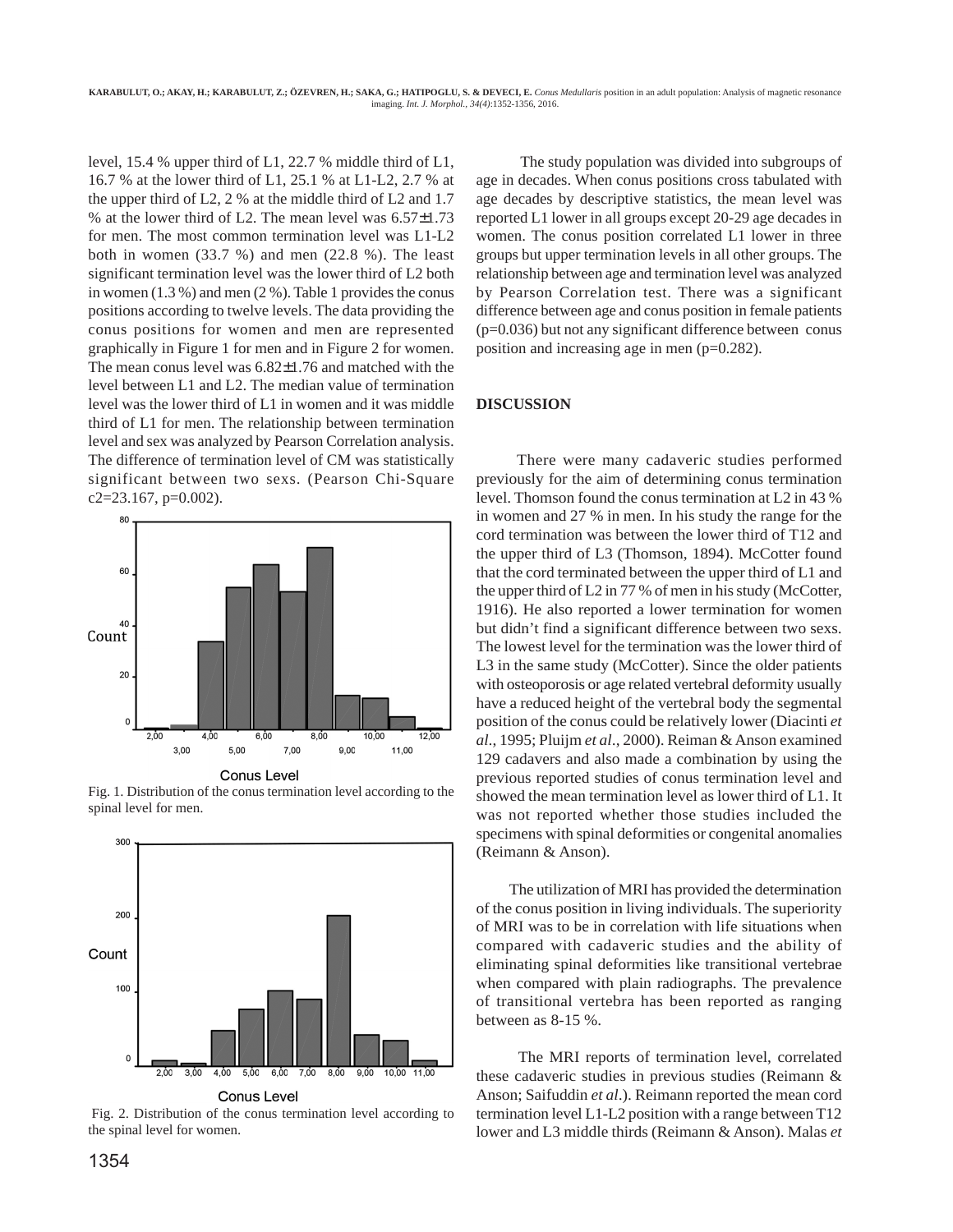level, 15.4 % upper third of L1, 22.7 % middle third of L1, 16.7 % at the lower third of L1, 25.1 % at L1-L2, 2.7 % at the upper third of L2, 2 % at the middle third of L2 and 1.7 % at the lower third of L2. The mean level was 6.57±1.73 for men. The most common termination level was L1-L2 both in women (33.7 %) and men (22.8 %). The least significant termination level was the lower third of L2 both in women (1.3 %) and men (2 %). Table 1 provides the conus positions according to twelve levels. The data providing the conus positions for women and men are represented graphically in Figure 1 for men and in Figure 2 for women. The mean conus level was 6.82±1.76 and matched with the level between L1 and L2. The median value of termination level was the lower third of L1 in women and it was middle third of L1 for men. The relationship between termination level and sex was analyzed by Pearson Correlation analysis. The difference of termination level of CM was statistically significant between two sexs. (Pearson Chi-Square c2=23.167, p=0.002).

Fig. 1. Distribution of the conus termination level according to the spinal level for men.

Fig. 2. Distribution of the conus termination level according to the spinal level for women.

The study population was divided into subgroups of age in decades. When conus positions cross tabulated with age decades by descriptive statistics, the mean level was reported L1 lower in all groups except 20-29 age decades in women. The conus position correlated L1 lower in three groups but upper termination levels in all other groups. The relationship between age and termination level was analyzed by Pearson Correlation test. There was a significant difference between age and conus position in female patients (p=0.036) but not any significant difference between conus position and increasing age in men (p=0.282).

## DISCUSSION

There were many cadaveric studies performed previously for the aim of determining conus termination level. Thomson found the conus termination at L2 in 43 % in women and 27 % in men. In his study the range for the cord termination was between the lower third of T12 and the upper third of L3 (Thomson, 1894). McCotter found that the cord terminated between the upper third of L1 and the upper third of L2 in 77 % of men in his study (McCotter, 1916). He also reported a lower termination for women but didn't find a significant difference between two sexs. The lowest level for the termination was the lower third of L3 in the same study (McCotter). Since the older patients with osteoporosis or age related vertebral deformity usually have a reduced height of the vertebral body the segmental position of the conus could be relatively lower (Diacinti *et al*., 1995; Pluijm *et al*., 2000). Reiman & Anson examined 129 cadavers and also made a combination by using the previous reported studies of conus termination level and showed the mean termination level as lower third of L1. It was not reported whether those studies included the specimens with spinal deformities or congenital anomalies (Reimann & Anson).

The utilization of MRI has provided the determination of the conus position in living individuals. The superiority of MRI was to be in correlation with life situations when compared with cadaveric studies and the ability of eliminating spinal deformities like transitional vertebrae when compared with plain radiographs. The prevalence of transitional vertebra has been reported as ranging between as 8-15 %.

The MRI reports of termination level, correlated these cadaveric studies in previous studies (Reimann & Anson; Saifuddin *et al*.). Reimann reported the mean cord termination level L1-L2 position with a range between T12 lower and L3 middle thirds (Reimann & Anson). Malas *et*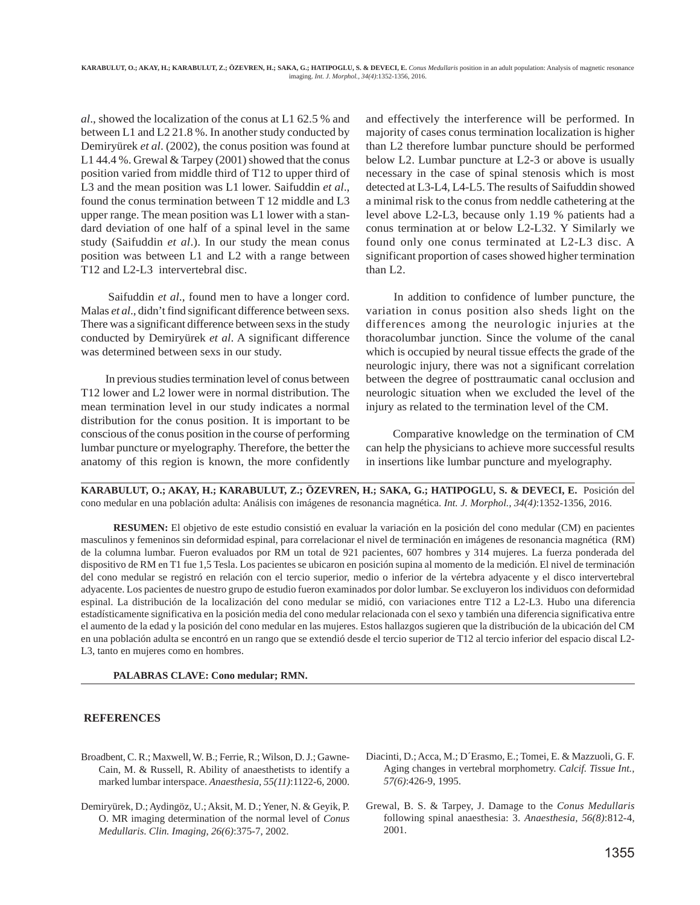*al*., showed the localization of the conus at L1 62.5 % and between L1 and L2 21.8 %. In another study conducted by Demiryürek *et al*. (2002), the conus position was found at L1 44.4 %. Grewal & Tarpey (2001) showed that the conus position varied from middle third of T12 to upper third of L3 and the mean position was L1 lower. Saifuddin *et al*., found the conus termination between T 12 middle and L3 upper range. The mean position was L1 lower with a standard deviation of one half of a spinal level in the same study (Saifuddin *et al*.). In our study the mean conus position was between L1 and L2 with a range between T12 and L2-L3 intervertebral disc.

Saifuddin *et al*., found men to have a longer cord. Malas *et al*., didn't find significant difference between sexs. There was a significant difference between sexs in the study conducted by Demiryürek *et al*. A significant difference was determined between sexs in our study.

In previous studies termination level of conus between T12 lower and L2 lower were in normal distribution. The mean termination level in our study indicates a normal distribution for the conus position. It is important to be conscious of the conus position in the course of performing lumbar puncture or myelography. Therefore, the better the anatomy of this region is known, the more confidently and effectively the interference will be performed. In majority of cases conus termination localization is higher than L2 therefore lumbar puncture should be performed below L2. Lumbar puncture at L2-3 or above is usually necessary in the case of spinal stenosis which is most detected at L3-L4, L4-L5. The results of Saifuddin showed a minimal risk to the conus from neddle cathetering at the level above L2-L3, because only 1.19 % patients had a conus termination at or below L2-L32. Y Similarly we found only one conus terminated at L2-L3 disc. A significant proportion of cases showed higher termination than L2.

In addition to confidence of lumber puncture, the variation in conus position also sheds light on the differences among the neurologic injuries at the thoracolumbar junction. Since the volume of the canal which is occupied by neural tissue effects the grade of the neurologic injury, there was not a significant correlation between the degree of posttraumatic canal occlusion and neurologic situation when we excluded the level of the injury as related to the termination level of the CM.

Comparative knowledge on the termination of CM can help the physicians to achieve more successful results in insertions like lumbar puncture and myelography.

---

**KARABULUT, O.; AKAY, H.; KARABULUT, Z.; ÖZEVREN, H.; SAKA, G.; HATIPOGLU, S. & DEVECI, E.** Posición del cono medular en una población adulta: Análisis con imágenes de resonancia magnética. *Int. J. Morphol., 34(4)*:1352-1356, 2016.

**RESUMEN:** El objetivo de este estudio consistió en evaluar la variación en la posición del cono medular (CM) en pacientes masculinos y femeninos sin deformidad espinal, para correlacionar el nivel de terminación en imágenes de resonancia magnética (RM) de la columna lumbar. Fueron evaluados por RM un total de 921 pacientes, 607 hombres y 314 mujeres. La fuerza ponderada del dispositivo de RM en T1 fue 1,5 Tesla. Los pacientes se ubicaron en posición supina al momento de la medición. El nivel de terminación del cono medular se registró en relación con el tercio superior, medio o inferior de la vértebra adyacente y el disco intervertebral adyacente. Los pacientes de nuestro grupo de estudio fueron examinados por dolor lumbar. Se excluyeron los individuos con deformidad espinal. La distribución de la localización del cono medular se midió, con variaciones entre T12 a L2-L3. Hubo una diferencia estadísticamente significativa en la posición media del cono medular relacionada con el sexo y también una diferencia significativa entre el aumento de la edad y la posición del cono medular en las mujeres. Estos hallazgos sugieren que la distribución de la ubicación del CM en una población adulta se encontró en un rango que se extendió desde el tercio superior de T12 al tercio inferior del espacio discal L2-L3, tanto en mujeres como en hombres.

**PALABRAS CLAVE: Cono medular; RMN.**

---

## REFERENCES

Broadbent, C. R.; Maxwell, W. B.; Ferrie, R.; Wilson, D. J.; Gawne-Cain, M. & Russell, R. Ability of anaesthetists to identify a marked lumbar interspace. *Anaesthesia, 55(11)*:1122-6, 2000.

Demiryürek, D.; Aydingöz, U.; Aksit, M. D.; Yener, N. & Geyik, P. O. MR imaging determination of the normal level of *Conus Medullaris*. *Clin. Imaging, 26(6)*:375-7, 2002.

Diacinti, D.; Acca, M.; D´Erasmo, E.; Tomei, E. & Mazzuoli, G. F. Aging changes in vertebral morphometry. *Calcif. Tissue Int., 57(6)*:426-9, 1995.

Grewal, B. S. & Tarpey, J. Damage to the *Conus Medullaris* following spinal anaesthesia: 3. *Anaesthesia, 56(8)*:812-4, 2001.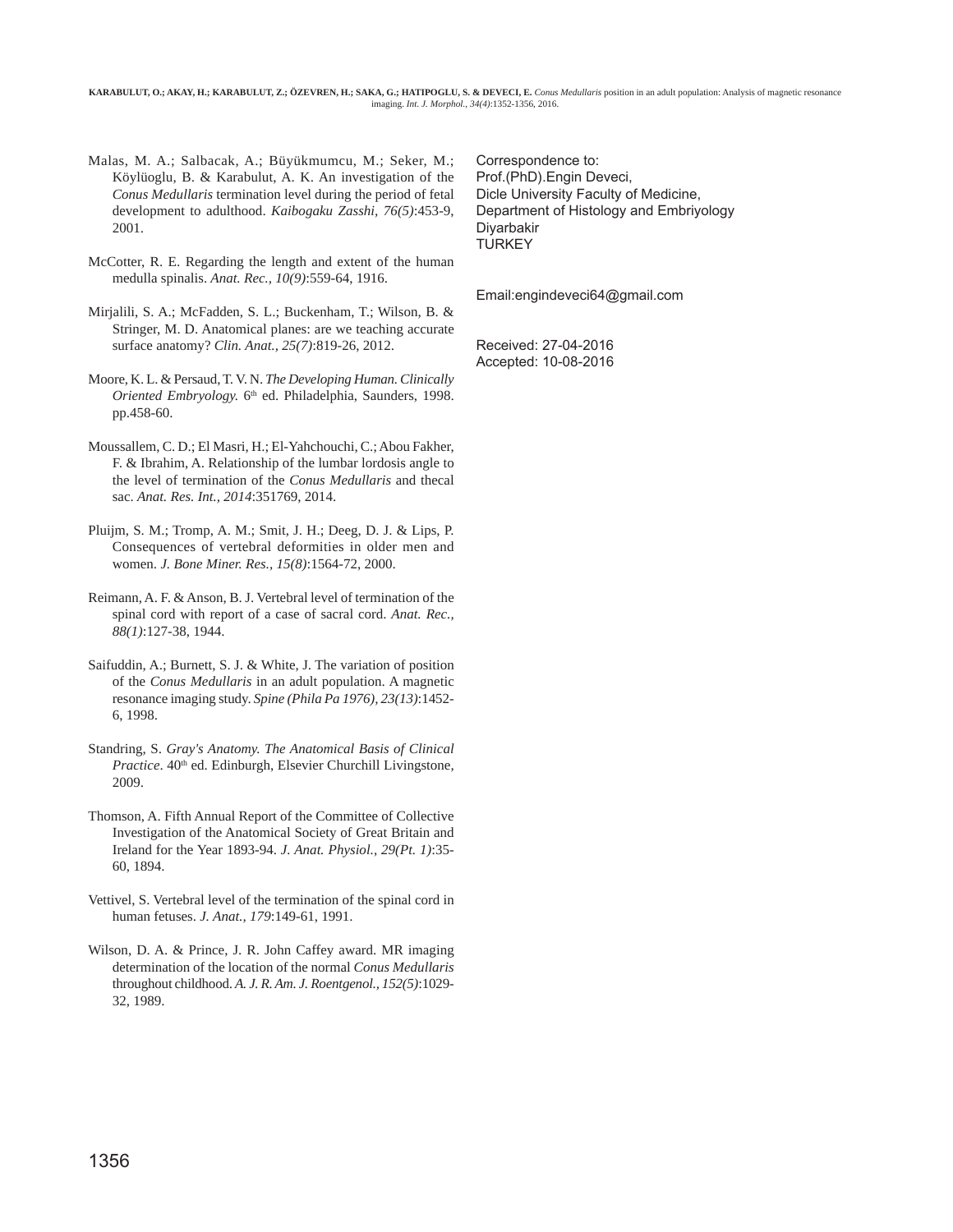Malas, M. A.; Salbacak, A.; Büyükmumcu, M.; Seker, M.; Köylüoglu, B. & Karabulut, A. K. An investigation of the *Conus Medullaris* termination level during the period of fetal development to adulthood. *Kaibogaku Zasshi, 76(5)*:453-9, 2001.

McCotter, R. E. Regarding the length and extent of the human medulla spinalis. *Anat. Rec., 10(9)*:559-64, 1916.

Mirjalili, S. A.; McFadden, S. L.; Buckenham, T.; Wilson, B. & Stringer, M. D. Anatomical planes: are we teaching accurate surface anatomy? *Clin. Anat., 25(7)*:819-26, 2012.

Moore, K. L. & Persaud, T. V. N. *The Developing Human. Clinically Oriented Embryology.* 6th ed. Philadelphia, Saunders, 1998. pp.458-60.

Moussallem, C. D.; El Masri, H.; El-Yahchouchi, C.; Abou Fakher, F. & Ibrahim, A. Relationship of the lumbar lordosis angle to the level of termination of the *Conus Medullaris* and thecal sac. *Anat. Res. Int., 2014*:351769, 2014.

Pluijm, S. M.; Tromp, A. M.; Smit, J. H.; Deeg, D. J. & Lips, P. Consequences of vertebral deformities in older men and women. *J. Bone Miner. Res., 15(8)*:1564-72, 2000.

Reimann, A. F. & Anson, B. J. Vertebral level of termination of the spinal cord with report of a case of sacral cord. *Anat. Rec., 88(1)*:127-38, 1944.

Saifuddin, A.; Burnett, S. J. & White, J. The variation of position of the *Conus Medullaris* in an adult population. A magnetic resonance imaging study. *Spine (Phila Pa 1976), 23(13)*:1452-6, 1998.

Standring, S. *Gray's Anatomy. The Anatomical Basis of Clinical Practice*. 40th ed. Edinburgh, Elsevier Churchill Livingstone, 2009.

Thomson, A. Fifth Annual Report of the Committee of Collective Investigation of the Anatomical Society of Great Britain and Ireland for the Year 1893-94. *J. Anat. Physiol., 29(Pt. 1)*:35-60, 1894.

Vettivel, S. Vertebral level of the termination of the spinal cord in human fetuses. *J. Anat., 179*:149-61, 1991.

Wilson, D. A. & Prince, J. R. John Caffey award. MR imaging determination of the location of the normal *Conus Medullaris* throughout childhood. *A. J. R. Am. J. Roentgenol., 152(5)*:1029-32, 1989.

Correspondence to:
Prof.(PhD).Engin Deveci,
Dicle University Faculty of Medicine,
Department of Histology and Embriyology
Diyarbakir
TURKEY

Email:engindeveci64@gmail.com

Received: 27-04-2016
Accepted: 10-08-2016